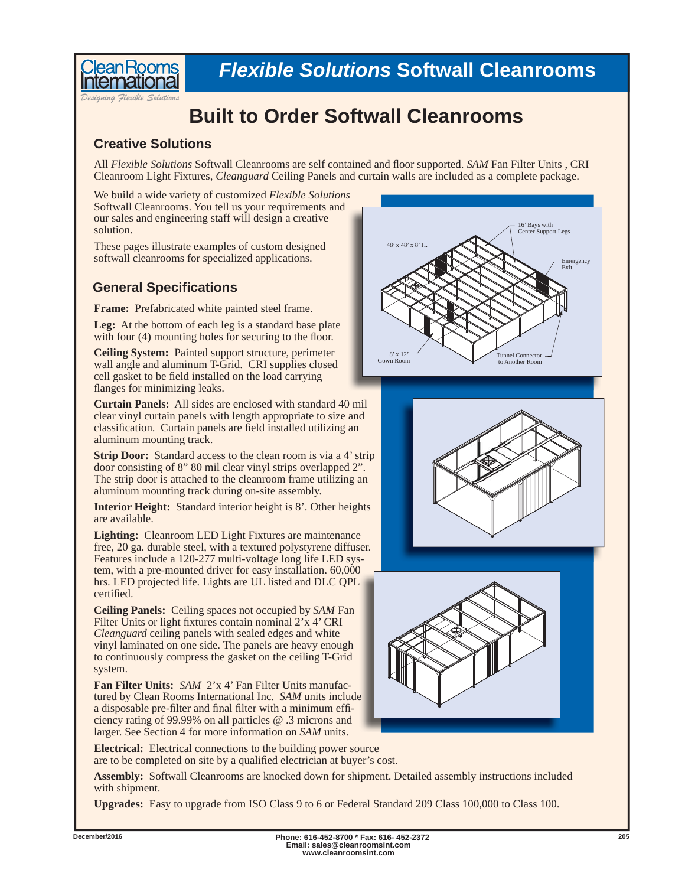# Flexible Solutions Softwall Cleanrooms

## Built to Order Softwall Cleanrooms

### Creative Solutions

All *Flexible Solutions* Softwall Cleanrooms are self contained and floor supported. *SAM* Fan Filter Units , CRI Cleanroom Light Fixtures, *Cleanguard* Ceiling Panels and curtain walls are included as a complete package.

We build a wide variety of customized *Flexible Solutions* Softwall Cleanrooms. You tell us your requirements and our sales and engineering staff will design a creative solution.

These pages illustrate examples of custom designed softwall cleanrooms for specialized applications.

48' x 48' x 8' H.

16' Bays with Center Support Legs

Emergency Exit

8' x 12' Gown Room

Tunnel Connector to Another Room

### General Specifications

**Frame:** Prefabricated white painted steel frame.

**Leg:** At the bottom of each leg is a standard base plate with four (4) mounting holes for securing to the floor.

**Ceiling System:** Painted support structure, perimeter wall angle and aluminum T-Grid. CRI supplies closed cell gasket to be field installed on the load carrying flanges for minimizing leaks.

**Curtain Panels:** All sides are enclosed with standard 40 mil clear vinyl curtain panels with length appropriate to size and classification. Curtain panels are field installed utilizing an aluminum mounting track.

**Strip Door:** Standard access to the clean room is via a 4' strip door consisting of 8" 80 mil clear vinyl strips overlapped 2". The strip door is attached to the cleanroom frame utilizing an aluminum mounting track during on-site assembly.

**Interior Height:** Standard interior height is 8'. Other heights are available.

**Lighting:** Cleanroom LED Light Fixtures are maintenance free, 20 ga. durable steel, with a textured polystyrene diffuser. Features include a 120-277 multi-voltage long life LED system, with a pre-mounted driver for easy installation. 60,000 hrs. LED projected life. Lights are UL listed and DLC QPL certified.

**Ceiling Panels:** Ceiling spaces not occupied by *SAM* Fan Filter Units or light fixtures contain nominal 2'x 4' CRI *Cleanguard* ceiling panels with sealed edges and white vinyl laminated on one side. The panels are heavy enough to continuously compress the gasket on the ceiling T-Grid system.

**Fan Filter Units:** *SAM* 2'x 4' Fan Filter Units manufactured by Clean Rooms International Inc. *SAM* units include a disposable pre-filter and final filter with a minimum efficiency rating of 99.99% on all particles @ .3 microns and larger. See Section 4 for more information on *SAM* units.

**Electrical:** Electrical connections to the building power source are to be completed on site by a qualified electrician at buyer's cost.

**Assembly:** Softwall Cleanrooms are knocked down for shipment. Detailed assembly instructions included with shipment.

**Upgrades:** Easy to upgrade from ISO Class 9 to 6 or Federal Standard 209 Class 100,000 to Class 100.

December/2016

Phone: 616-452-8700 * Fax: 616- 452-2372
Email: sales@cleanroomsint.com
www.cleanroomsint.com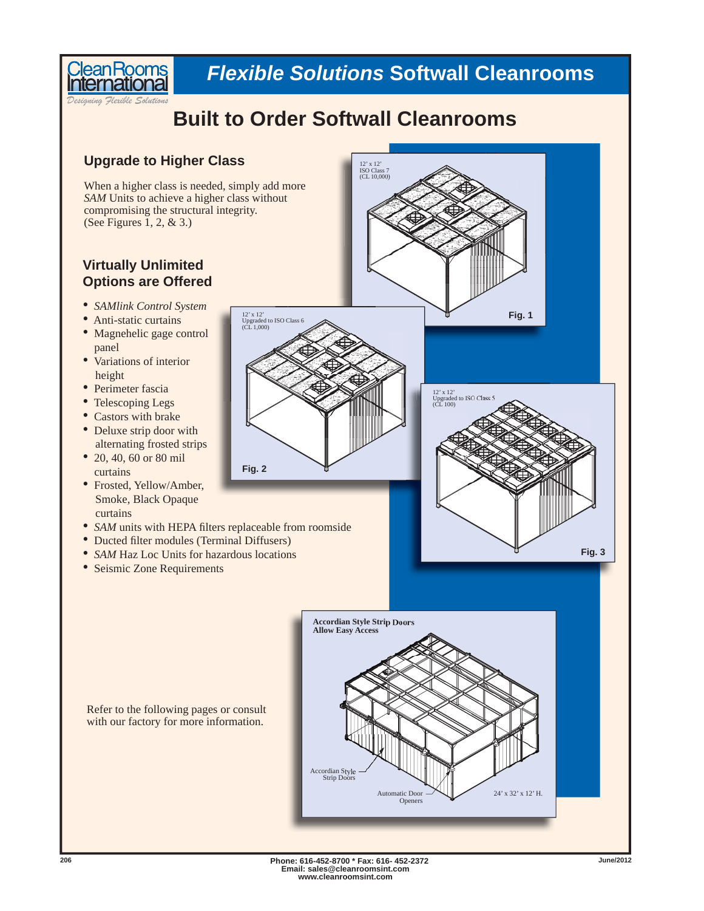# Flexible Solutions Softwall Cleanrooms

## Built to Order Softwall Cleanrooms

### Upgrade to Higher Class

When a higher class is needed, simply add more *SAM* Units to achieve a higher class without compromising the structural integrity. (See Figures 1, 2, & 3.)

12' x 12'
ISO Class 7
(CL 10,000)

Fig. 1

12' x 12'
Upgraded to ISO Class 6
(CL 1,000)

Fig. 2

12' x 12'
Upgraded to ISO Class 5
(CL 100)

Fig. 3

### Virtually Unlimited Options are Offered

- *SAMlink Control System*
- Anti-static curtains
- Magnehelic gage control panel
- Variations of interior height
- Perimeter fascia
- Telescoping Legs
- Castors with brake
- Deluxe strip door with alternating frosted strips
- 20, 40, 60 or 80 mil curtains
- Frosted, Yellow/Amber, Smoke, Black Opaque curtains
- *SAM* units with HEPA filters replaceable from roomside
- Ducted filter modules (Terminal Diffusers)
- *SAM* Haz Loc Units for hazardous locations
- Seismic Zone Requirements

Refer to the following pages or consult with our factory for more information.

**Accordian Style Strip Doors Allow Easy Access**

Accordian Style Strip Doors

Automatic Door Openers

24' x 32' x 12' H.

Phone: 616-452-8700 * Fax: 616- 452-2372
Email: sales@cleanroomsint.com
www.cleanroomsint.com

June/2012